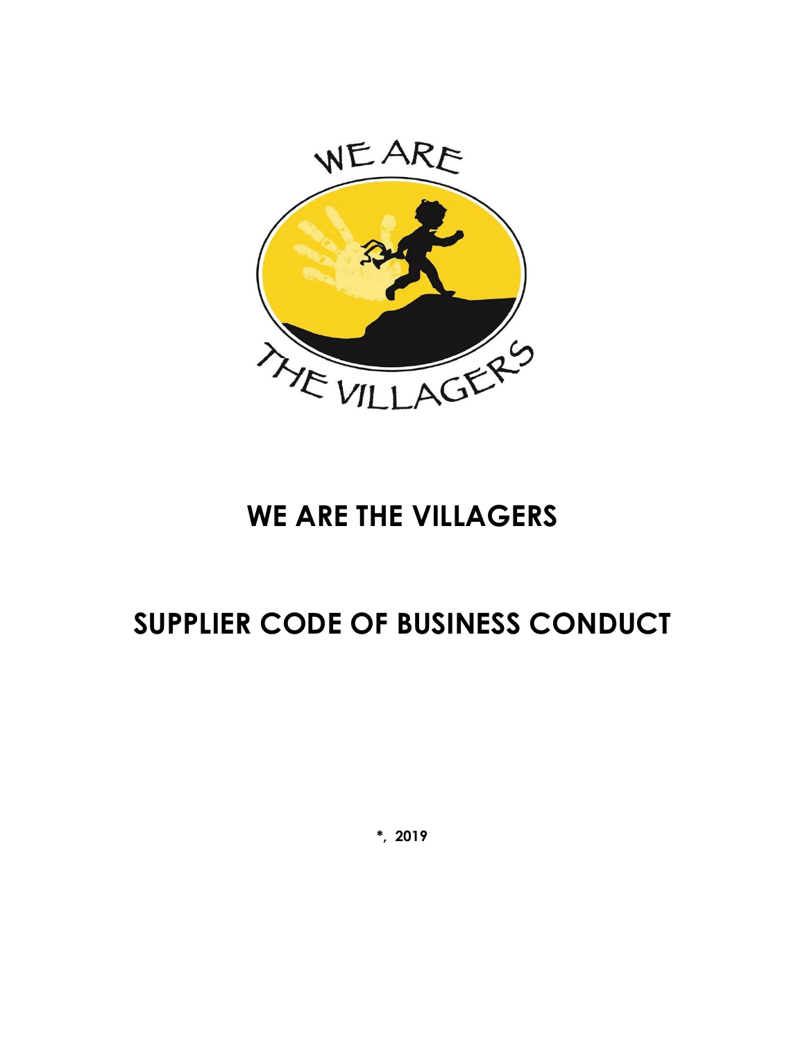# WE ARE THE VILLAGERS

# SUPPLIER CODE OF BUSINESS CONDUCT

**\*, 2019**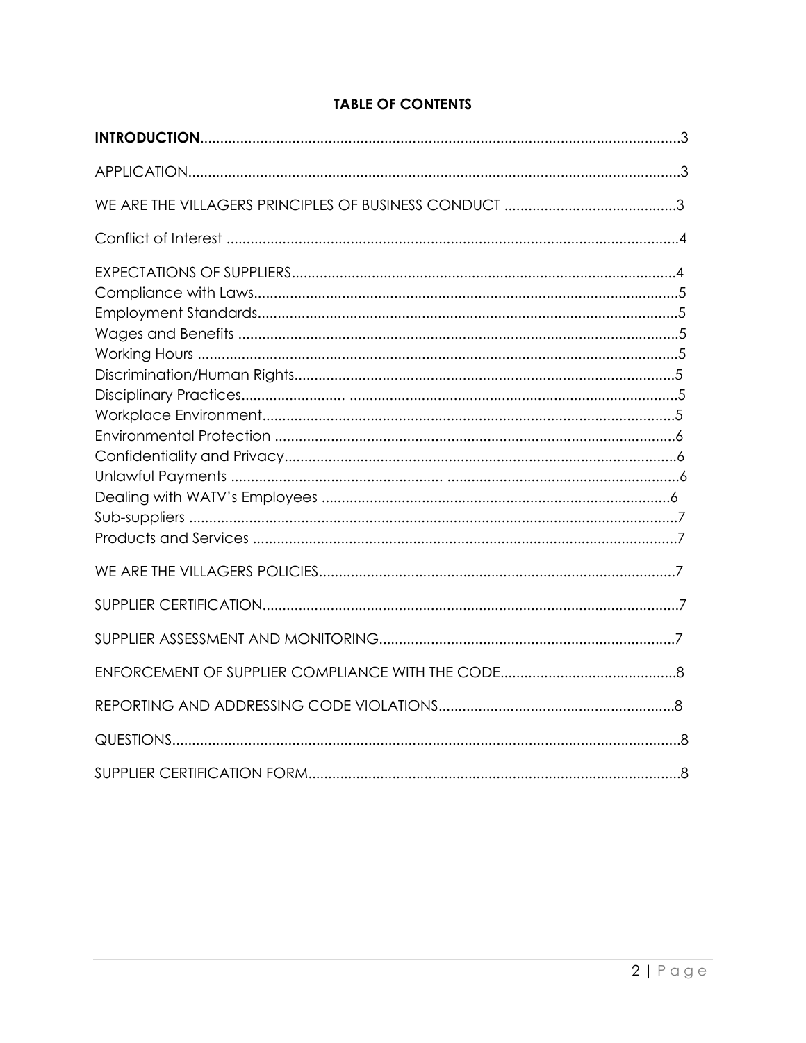**TABLE OF CONTENTS**

**INTRODUCTION**.....3

APPLICATION.....3

WE ARE THE VILLAGERS PRINCIPLES OF BUSINESS CONDUCT .....3

Conflict of Interest .....4

EXPECTATIONS OF SUPPLIERS.....4
Compliance with Laws.....5
Employment Standards.....5
Wages and Benefits .....5
Working Hours .....5
Discrimination/Human Rights.....5
Disciplinary Practices.....5
Workplace Environment.....5
Environmental Protection .....6
Confidentiality and Privacy.....6
Unlawful Payments .....6
Dealing with WATV's Employees .....6
Sub-suppliers .....7
Products and Services .....7

WE ARE THE VILLAGERS POLICIES.....7

SUPPLIER CERTIFICATION.....7

SUPPLIER ASSESSMENT AND MONITORING.....7

ENFORCEMENT OF SUPPLIER COMPLIANCE WITH THE CODE.....8

REPORTING AND ADDRESSING CODE VIOLATIONS.....8

QUESTIONS.....8

SUPPLIER CERTIFICATION FORM.....8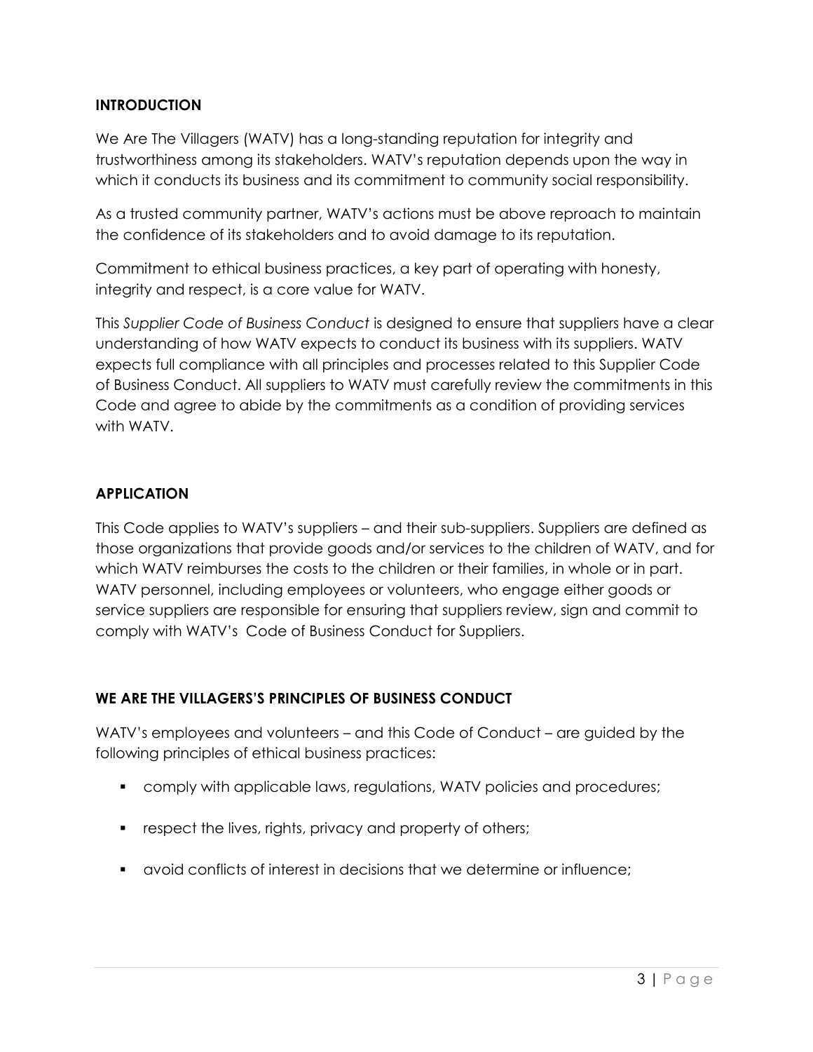## INTRODUCTION

We Are The Villagers (WATV) has a long-standing reputation for integrity and trustworthiness among its stakeholders. WATV's reputation depends upon the way in which it conducts its business and its commitment to community social responsibility.

As a trusted community partner, WATV's actions must be above reproach to maintain the confidence of its stakeholders and to avoid damage to its reputation.

Commitment to ethical business practices, a key part of operating with honesty, integrity and respect, is a core value for WATV.

This *Supplier Code of Business Conduct* is designed to ensure that suppliers have a clear understanding of how WATV expects to conduct its business with its suppliers. WATV expects full compliance with all principles and processes related to this Supplier Code of Business Conduct. All suppliers to WATV must carefully review the commitments in this Code and agree to abide by the commitments as a condition of providing services with WATV.

## APPLICATION

This Code applies to WATV's suppliers – and their sub-suppliers. Suppliers are defined as those organizations that provide goods and/or services to the children of WATV, and for which WATV reimburses the costs to the children or their families, in whole or in part. WATV personnel, including employees or volunteers, who engage either goods or service suppliers are responsible for ensuring that suppliers review, sign and commit to comply with WATV's Code of Business Conduct for Suppliers.

## WE ARE THE VILLAGERS'S PRINCIPLES OF BUSINESS CONDUCT

WATV's employees and volunteers – and this Code of Conduct – are guided by the following principles of ethical business practices:

- comply with applicable laws, regulations, WATV policies and procedures;
- respect the lives, rights, privacy and property of others;
- avoid conflicts of interest in decisions that we determine or influence;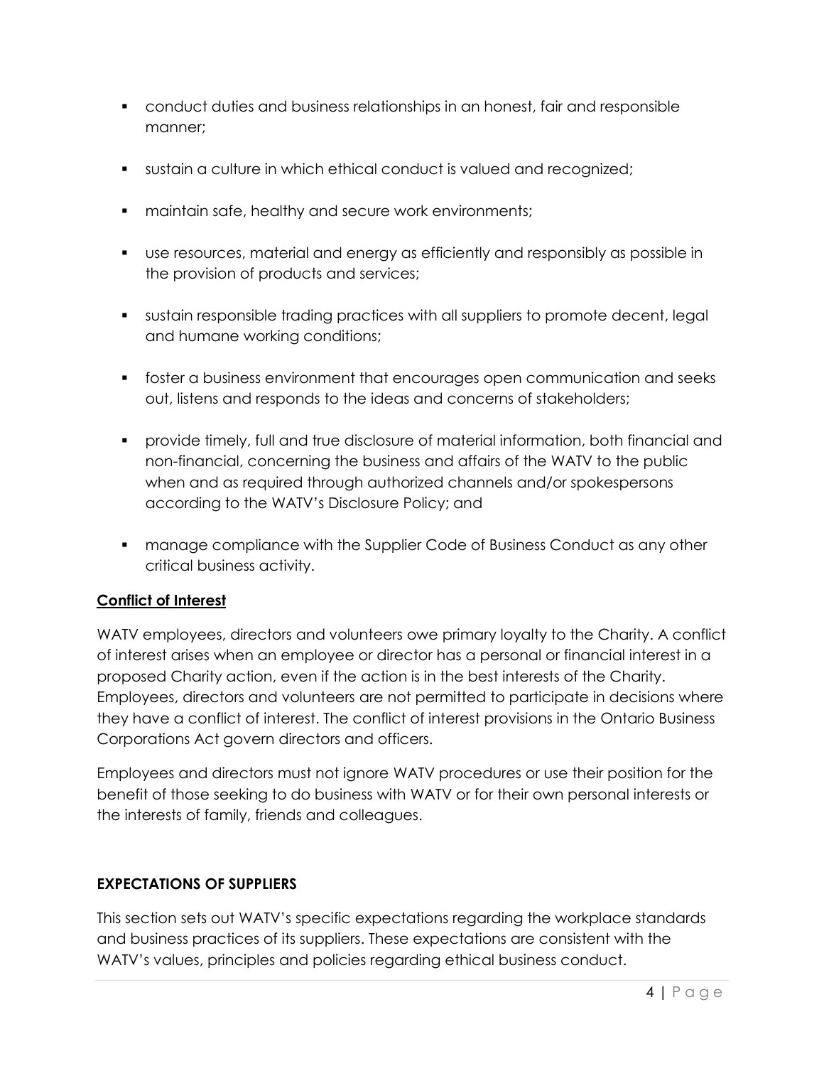- conduct duties and business relationships in an honest, fair and responsible manner;
- sustain a culture in which ethical conduct is valued and recognized;
- maintain safe, healthy and secure work environments;
- use resources, material and energy as efficiently and responsibly as possible in the provision of products and services;
- sustain responsible trading practices with all suppliers to promote decent, legal and humane working conditions;
- foster a business environment that encourages open communication and seeks out, listens and responds to the ideas and concerns of stakeholders;
- provide timely, full and true disclosure of material information, both financial and non-financial, concerning the business and affairs of the WATV to the public when and as required through authorized channels and/or spokespersons according to the WATV's Disclosure Policy; and
- manage compliance with the Supplier Code of Business Conduct as any other critical business activity.

**Conflict of Interest**

WATV employees, directors and volunteers owe primary loyalty to the Charity. A conflict of interest arises when an employee or director has a personal or financial interest in a proposed Charity action, even if the action is in the best interests of the Charity. Employees, directors and volunteers are not permitted to participate in decisions where they have a conflict of interest. The conflict of interest provisions in the Ontario Business Corporations Act govern directors and officers.

Employees and directors must not ignore WATV procedures or use their position for the benefit of those seeking to do business with WATV or for their own personal interests or the interests of family, friends and colleagues.

## EXPECTATIONS OF SUPPLIERS

This section sets out WATV's specific expectations regarding the workplace standards and business practices of its suppliers. These expectations are consistent with the WATV's values, principles and policies regarding ethical business conduct.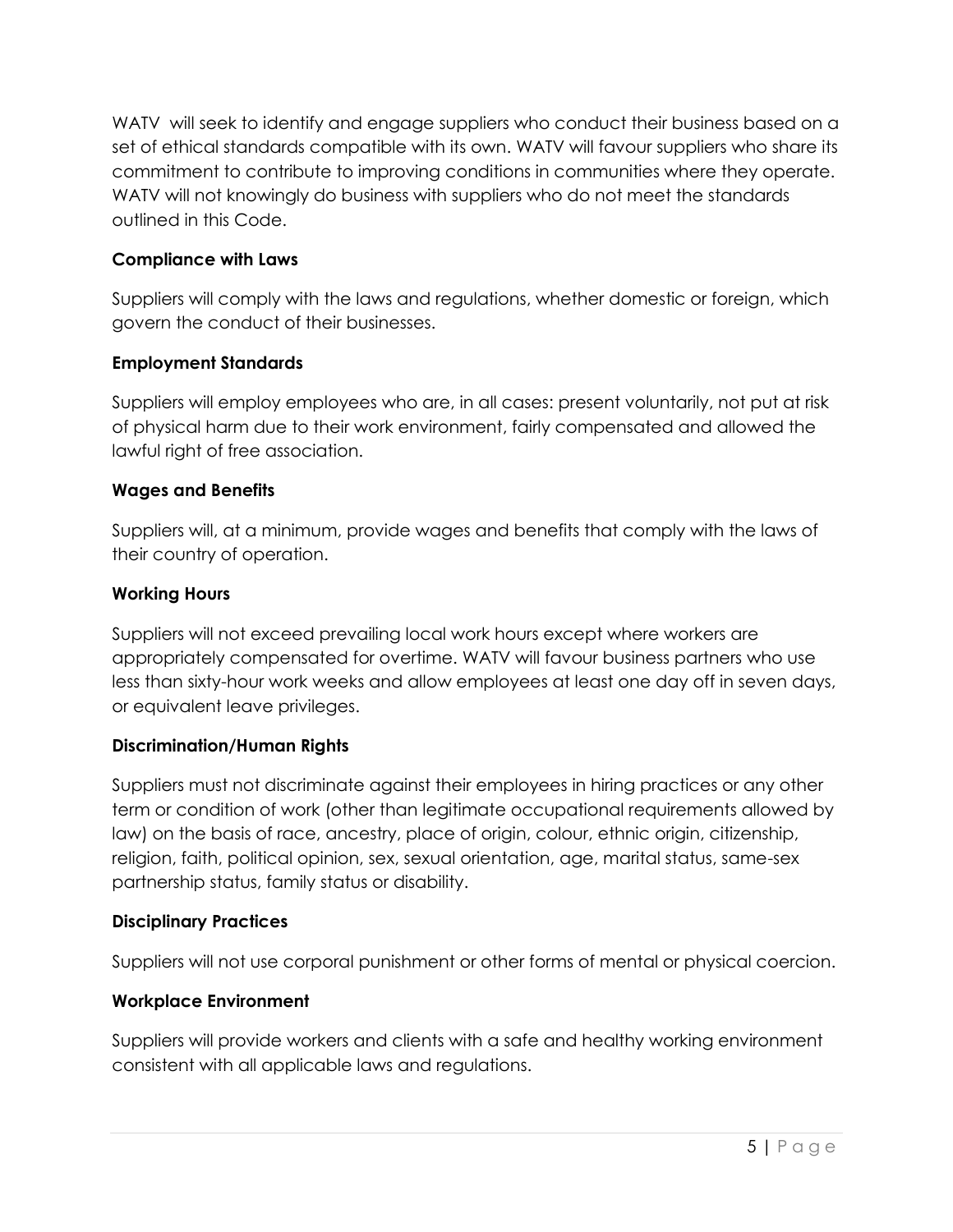WATV  will seek to identify and engage suppliers who conduct their business based on a set of ethical standards compatible with its own. WATV will favour suppliers who share its commitment to contribute to improving conditions in communities where they operate. WATV will not knowingly do business with suppliers who do not meet the standards outlined in this Code.

**Compliance with Laws**

Suppliers will comply with the laws and regulations, whether domestic or foreign, which govern the conduct of their businesses.

**Employment Standards**

Suppliers will employ employees who are, in all cases: present voluntarily, not put at risk of physical harm due to their work environment, fairly compensated and allowed the lawful right of free association.

**Wages and Benefits**

Suppliers will, at a minimum, provide wages and benefits that comply with the laws of their country of operation.

**Working Hours**

Suppliers will not exceed prevailing local work hours except where workers are appropriately compensated for overtime. WATV will favour business partners who use less than sixty-hour work weeks and allow employees at least one day off in seven days, or equivalent leave privileges.

**Discrimination/Human Rights**

Suppliers must not discriminate against their employees in hiring practices or any other term or condition of work (other than legitimate occupational requirements allowed by law) on the basis of race, ancestry, place of origin, colour, ethnic origin, citizenship, religion, faith, political opinion, sex, sexual orientation, age, marital status, same-sex partnership status, family status or disability.

**Disciplinary Practices**

Suppliers will not use corporal punishment or other forms of mental or physical coercion.

**Workplace Environment**

Suppliers will provide workers and clients with a safe and healthy working environment consistent with all applicable laws and regulations.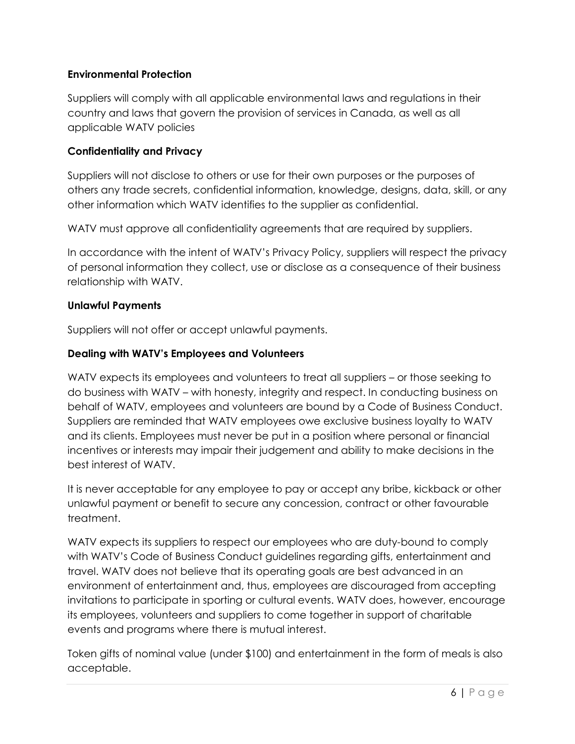**Environmental Protection**

Suppliers will comply with all applicable environmental laws and regulations in their country and laws that govern the provision of services in Canada, as well as all applicable WATV policies

**Confidentiality and Privacy**

Suppliers will not disclose to others or use for their own purposes or the purposes of others any trade secrets, confidential information, knowledge, designs, data, skill, or any other information which WATV identifies to the supplier as confidential.

WATV must approve all confidentiality agreements that are required by suppliers.

In accordance with the intent of WATV's Privacy Policy, suppliers will respect the privacy of personal information they collect, use or disclose as a consequence of their business relationship with WATV.

**Unlawful Payments**

Suppliers will not offer or accept unlawful payments.

**Dealing with WATV's Employees and Volunteers**

WATV expects its employees and volunteers to treat all suppliers – or those seeking to do business with WATV – with honesty, integrity and respect. In conducting business on behalf of WATV, employees and volunteers are bound by a Code of Business Conduct. Suppliers are reminded that WATV employees owe exclusive business loyalty to WATV and its clients. Employees must never be put in a position where personal or financial incentives or interests may impair their judgement and ability to make decisions in the best interest of WATV.

It is never acceptable for any employee to pay or accept any bribe, kickback or other unlawful payment or benefit to secure any concession, contract or other favourable treatment.

WATV expects its suppliers to respect our employees who are duty-bound to comply with WATV's Code of Business Conduct guidelines regarding gifts, entertainment and travel. WATV does not believe that its operating goals are best advanced in an environment of entertainment and, thus, employees are discouraged from accepting invitations to participate in sporting or cultural events. WATV does, however, encourage its employees, volunteers and suppliers to come together in support of charitable events and programs where there is mutual interest.

Token gifts of nominal value (under $100) and entertainment in the form of meals is also acceptable.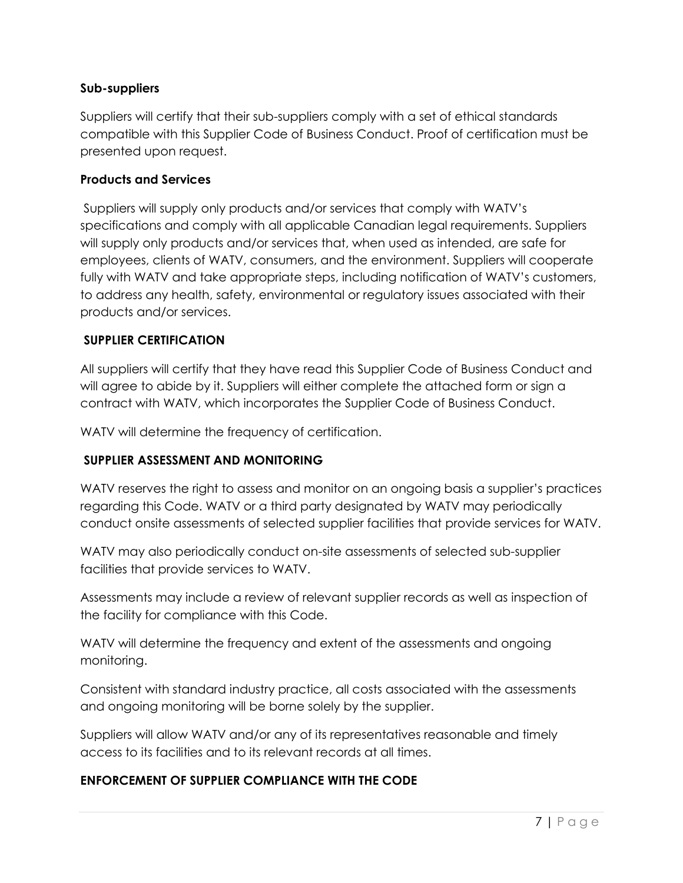### Sub-suppliers

Suppliers will certify that their sub-suppliers comply with a set of ethical standards compatible with this Supplier Code of Business Conduct. Proof of certification must be presented upon request.

### Products and Services

Suppliers will supply only products and/or services that comply with WATV's specifications and comply with all applicable Canadian legal requirements. Suppliers will supply only products and/or services that, when used as intended, are safe for employees, clients of WATV, consumers, and the environment. Suppliers will cooperate fully with WATV and take appropriate steps, including notification of WATV's customers, to address any health, safety, environmental or regulatory issues associated with their products and/or services.

## SUPPLIER CERTIFICATION

All suppliers will certify that they have read this Supplier Code of Business Conduct and will agree to abide by it. Suppliers will either complete the attached form or sign a contract with WATV, which incorporates the Supplier Code of Business Conduct.

WATV will determine the frequency of certification.

## SUPPLIER ASSESSMENT AND MONITORING

WATV reserves the right to assess and monitor on an ongoing basis a supplier's practices regarding this Code. WATV or a third party designated by WATV may periodically conduct onsite assessments of selected supplier facilities that provide services for WATV.

WATV may also periodically conduct on-site assessments of selected sub-supplier facilities that provide services to WATV.

Assessments may include a review of relevant supplier records as well as inspection of the facility for compliance with this Code.

WATV will determine the frequency and extent of the assessments and ongoing monitoring.

Consistent with standard industry practice, all costs associated with the assessments and ongoing monitoring will be borne solely by the supplier.

Suppliers will allow WATV and/or any of its representatives reasonable and timely access to its facilities and to its relevant records at all times.

## ENFORCEMENT OF SUPPLIER COMPLIANCE WITH THE CODE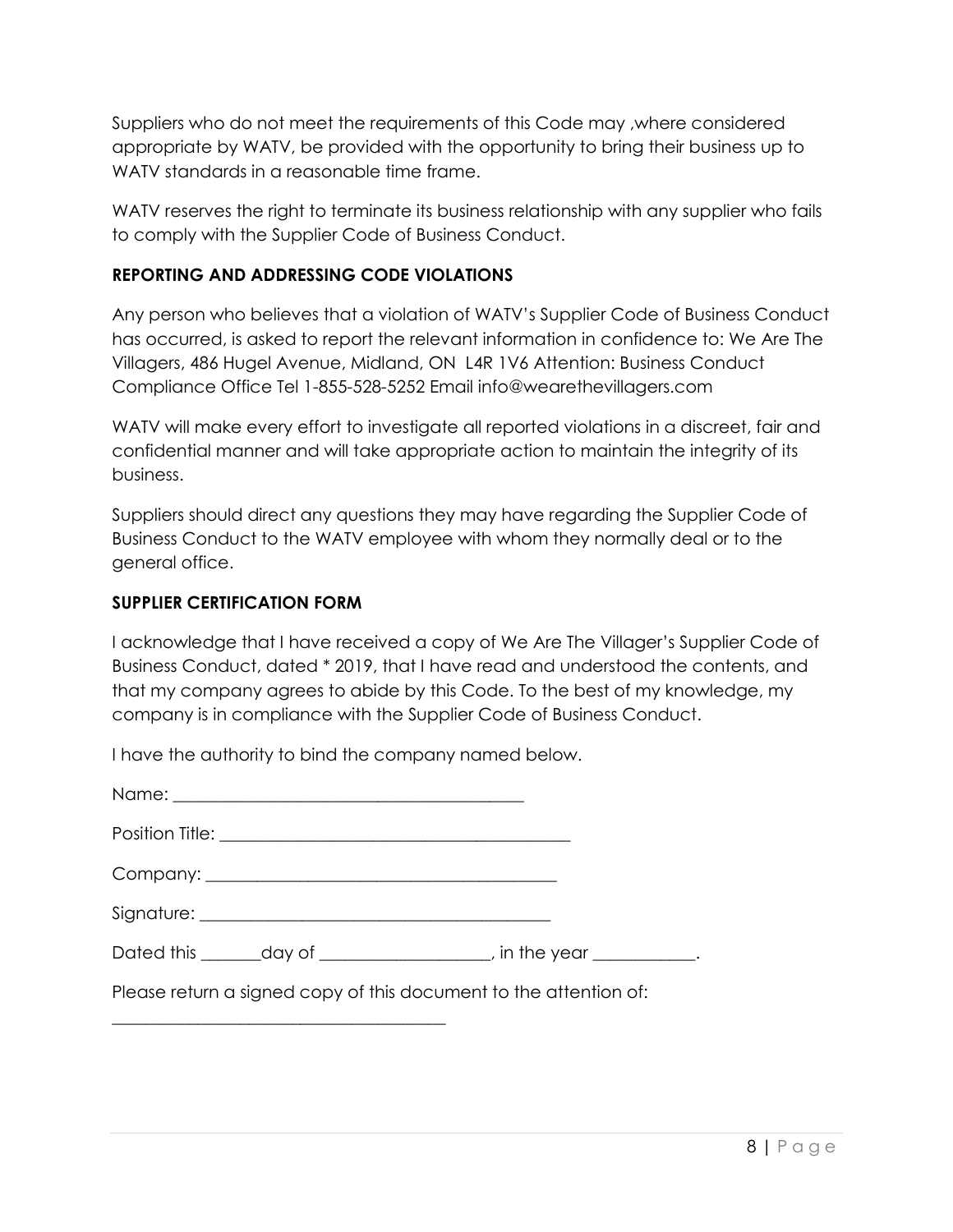Suppliers who do not meet the requirements of this Code may ,where considered appropriate by WATV, be provided with the opportunity to bring their business up to WATV standards in a reasonable time frame.

WATV reserves the right to terminate its business relationship with any supplier who fails to comply with the Supplier Code of Business Conduct.

**REPORTING AND ADDRESSING CODE VIOLATIONS**

Any person who believes that a violation of WATV's Supplier Code of Business Conduct has occurred, is asked to report the relevant information in confidence to: We Are The Villagers, 486 Hugel Avenue, Midland, ON L4R 1V6 Attention: Business Conduct Compliance Office Tel 1-855-528-5252 Email info@wearethevillagers.com

WATV will make every effort to investigate all reported violations in a discreet, fair and confidential manner and will take appropriate action to maintain the integrity of its business.

Suppliers should direct any questions they may have regarding the Supplier Code of Business Conduct to the WATV employee with whom they normally deal or to the general office.

**SUPPLIER CERTIFICATION FORM**

I acknowledge that I have received a copy of We Are The Villager's Supplier Code of Business Conduct, dated * 2019, that I have read and understood the contents, and that my company agrees to abide by this Code. To the best of my knowledge, my company is in compliance with the Supplier Code of Business Conduct.

I have the authority to bind the company named below.

Name: ________________________________________

Position Title: ________________________________________

Company: ________________________________________

Signature: ________________________________________

Dated this _______day of ___________________, in the year ___________.

Please return a signed copy of this document to the attention of:

______________________________________